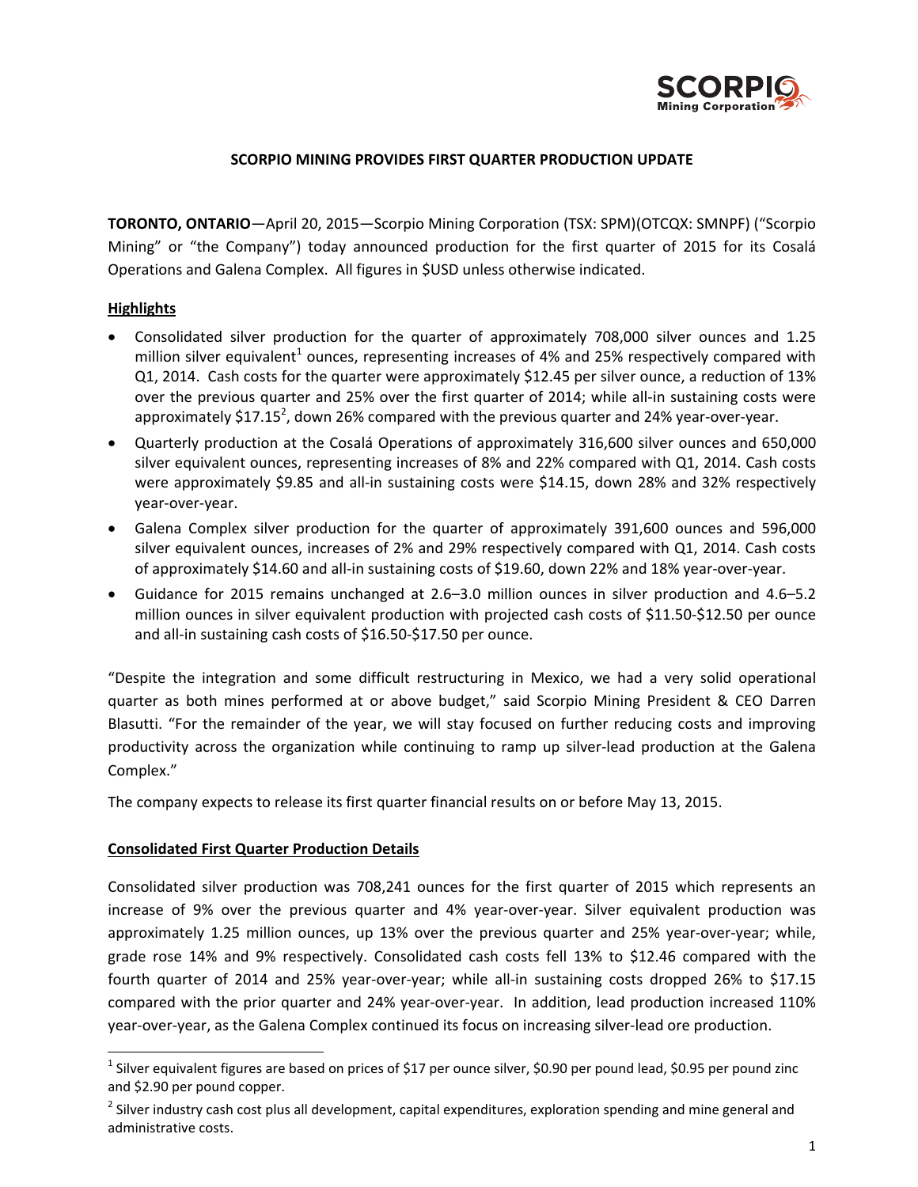# SCORPIO MINING PROVIDES FIRST QUARTER PRODUCTION UPDATE

**TORONTO, ONTARIO**—April 20, 2015—Scorpio Mining Corporation (TSX: SPM)(OTCQX: SMNPF) ("Scorpio Mining" or "the Company") today announced production for the first quarter of 2015 for its Cosalá Operations and Galena Complex. All figures in $USD unless otherwise indicated.

## Highlights

- Consolidated silver production for the quarter of approximately 708,000 silver ounces and 1.25 million silver equivalent[1] ounces, representing increases of 4% and 25% respectively compared with Q1, 2014. Cash costs for the quarter were approximately $12.45 per silver ounce, a reduction of 13% over the previous quarter and 25% over the first quarter of 2014; while all-in sustaining costs were approximately $17.15[2], down 26% compared with the previous quarter and 24% year-over-year.
- Quarterly production at the Cosalá Operations of approximately 316,600 silver ounces and 650,000 silver equivalent ounces, representing increases of 8% and 22% compared with Q1, 2014. Cash costs were approximately $9.85 and all-in sustaining costs were $14.15, down 28% and 32% respectively year-over-year.
- Galena Complex silver production for the quarter of approximately 391,600 ounces and 596,000 silver equivalent ounces, increases of 2% and 29% respectively compared with Q1, 2014. Cash costs of approximately $14.60 and all-in sustaining costs of $19.60, down 22% and 18% year-over-year.
- Guidance for 2015 remains unchanged at 2.6–3.0 million ounces in silver production and 4.6–5.2 million ounces in silver equivalent production with projected cash costs of $11.50-$12.50 per ounce and all-in sustaining cash costs of $16.50-$17.50 per ounce.

"Despite the integration and some difficult restructuring in Mexico, we had a very solid operational quarter as both mines performed at or above budget," said Scorpio Mining President & CEO Darren Blasutti. "For the remainder of the year, we will stay focused on further reducing costs and improving productivity across the organization while continuing to ramp up silver-lead production at the Galena Complex."

The company expects to release its first quarter financial results on or before May 13, 2015.

## Consolidated First Quarter Production Details

Consolidated silver production was 708,241 ounces for the first quarter of 2015 which represents an increase of 9% over the previous quarter and 4% year-over-year. Silver equivalent production was approximately 1.25 million ounces, up 13% over the previous quarter and 25% year-over-year; while, grade rose 14% and 9% respectively. Consolidated cash costs fell 13% to $12.46 compared with the fourth quarter of 2014 and 25% year-over-year; while all-in sustaining costs dropped 26% to $17.15 compared with the prior quarter and 24% year-over-year. In addition, lead production increased 110% year-over-year, as the Galena Complex continued its focus on increasing silver-lead ore production.

[1] Silver equivalent figures are based on prices of $17 per ounce silver, $0.90 per pound lead, $0.95 per pound zinc and $2.90 per pound copper.

[2] Silver industry cash cost plus all development, capital expenditures, exploration spending and mine general and administrative costs.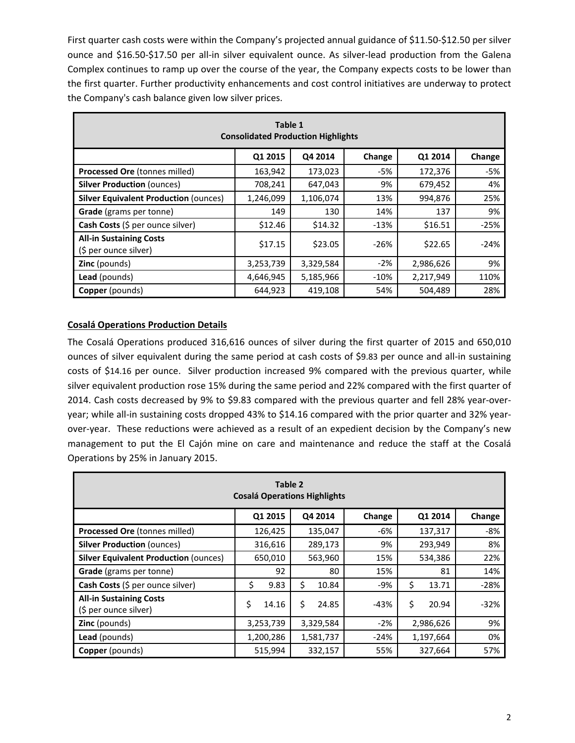First quarter cash costs were within the Company's projected annual guidance of $11.50-$12.50 per silver ounce and $16.50-$17.50 per all-in silver equivalent ounce. As silver-lead production from the Galena Complex continues to ramp up over the course of the year, the Company expects costs to be lower than the first quarter. Further productivity enhancements and cost control initiatives are underway to protect the Company's cash balance given low silver prices.

**Table 1**
**Consolidated Production Highlights**

| | Q1 2015 | Q4 2014 | Change | Q1 2014 | Change |
|---|---|---|---|---|---|
| **Processed Ore** (tonnes milled) | 163,942 | 173,023 | -5% | 172,376 | -5% |
| **Silver Production** (ounces) | 708,241 | 647,043 | 9% | 679,452 | 4% |
| **Silver Equivalent Production** (ounces) | 1,246,099 | 1,106,074 | 13% | 994,876 | 25% |
| **Grade** (grams per tonne) | 149 | 130 | 14% | 137 | 9% |
| **Cash Costs** ($ per ounce silver) | $12.46 | $14.32 | -13% | $16.51 | -25% |
| **All-in Sustaining Costs** ($ per ounce silver) | $17.15 | $23.05 | -26% | $22.65 | -24% |
| **Zinc** (pounds) | 3,253,739 | 3,329,584 | -2% | 2,986,626 | 9% |
| **Lead** (pounds) | 4,646,945 | 5,185,966 | -10% | 2,217,949 | 110% |
| **Copper** (pounds) | 644,923 | 419,108 | 54% | 504,489 | 28% |

## Cosalá Operations Production Details

The Cosalá Operations produced 316,616 ounces of silver during the first quarter of 2015 and 650,010 ounces of silver equivalent during the same period at cash costs of $9.83 per ounce and all-in sustaining costs of $14.16 per ounce. Silver production increased 9% compared with the previous quarter, while silver equivalent production rose 15% during the same period and 22% compared with the first quarter of 2014. Cash costs decreased by 9% to $9.83 compared with the previous quarter and fell 28% year-over-year; while all-in sustaining costs dropped 43% to $14.16 compared with the prior quarter and 32% year-over-year. These reductions were achieved as a result of an expedient decision by the Company's new management to put the El Cajón mine on care and maintenance and reduce the staff at the Cosalá Operations by 25% in January 2015.

**Table 2**
**Cosalá Operations Highlights**

| | Q1 2015 | Q4 2014 | Change | Q1 2014 | Change |
|---|---|---|---|---|---|
| **Processed Ore** (tonnes milled) | 126,425 | 135,047 | -6% | 137,317 | -8% |
| **Silver Production** (ounces) | 316,616 | 289,173 | 9% | 293,949 | 8% |
| **Silver Equivalent Production** (ounces) | 650,010 | 563,960 | 15% | 534,386 | 22% |
| **Grade** (grams per tonne) | 92 | 80 | 15% | 81 | 14% |
| **Cash Costs** ($ per ounce silver) | $ 9.83 | $ 10.84 | -9% | $ 13.71 | -28% |
| **All-in Sustaining Costs** ($ per ounce silver) | $ 14.16 | $ 24.85 | -43% | $ 20.94 | -32% |
| **Zinc** (pounds) | 3,253,739 | 3,329,584 | -2% | 2,986,626 | 9% |
| **Lead** (pounds) | 1,200,286 | 1,581,737 | -24% | 1,197,664 | 0% |
| **Copper** (pounds) | 515,994 | 332,157 | 55% | 327,664 | 57% |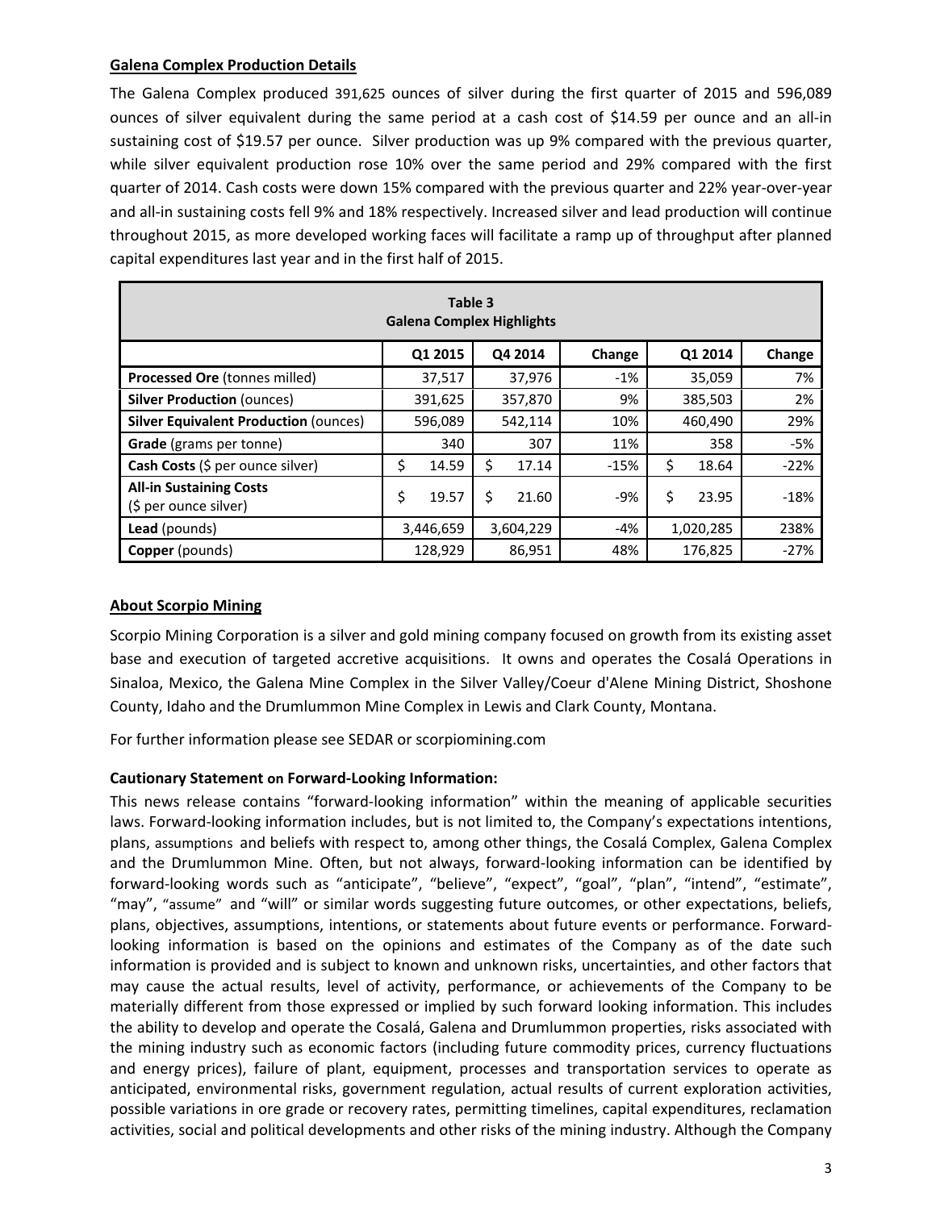## Galena Complex Production Details

The Galena Complex produced 391,625 ounces of silver during the first quarter of 2015 and 596,089 ounces of silver equivalent during the same period at a cash cost of $14.59 per ounce and an all-in sustaining cost of $19.57 per ounce. Silver production was up 9% compared with the previous quarter, while silver equivalent production rose 10% over the same period and 29% compared with the first quarter of 2014. Cash costs were down 15% compared with the previous quarter and 22% year-over-year and all-in sustaining costs fell 9% and 18% respectively. Increased silver and lead production will continue throughout 2015, as more developed working faces will facilitate a ramp up of throughput after planned capital expenditures last year and in the first half of 2015.

**Table 3**
**Galena Complex Highlights**

| | Q1 2015 | Q4 2014 | Change | Q1 2014 | Change |
|---|---|---|---|---|---|
| **Processed Ore** (tonnes milled) | 37,517 | 37,976 | -1% | 35,059 | 7% |
| **Silver Production** (ounces) | 391,625 | 357,870 | 9% | 385,503 | 2% |
| **Silver Equivalent Production** (ounces) | 596,089 | 542,114 | 10% | 460,490 | 29% |
| **Grade** (grams per tonne) | 340 | 307 | 11% | 358 | -5% |
| **Cash Costs** ($ per ounce silver) | $ 14.59 | $ 17.14 | -15% | $ 18.64 | -22% |
| **All-in Sustaining Costs** ($ per ounce silver) | $ 19.57 | $ 21.60 | -9% | $ 23.95 | -18% |
| **Lead** (pounds) | 3,446,659 | 3,604,229 | -4% | 1,020,285 | 238% |
| **Copper** (pounds) | 128,929 | 86,951 | 48% | 176,825 | -27% |

## About Scorpio Mining

Scorpio Mining Corporation is a silver and gold mining company focused on growth from its existing asset base and execution of targeted accretive acquisitions. It owns and operates the Cosalá Operations in Sinaloa, Mexico, the Galena Mine Complex in the Silver Valley/Coeur d'Alene Mining District, Shoshone County, Idaho and the Drumlummon Mine Complex in Lewis and Clark County, Montana.

For further information please see SEDAR or scorpiomining.com

**Cautionary Statement on Forward-Looking Information:**

This news release contains "forward-looking information" within the meaning of applicable securities laws. Forward-looking information includes, but is not limited to, the Company's expectations intentions, plans, assumptions and beliefs with respect to, among other things, the Cosalá Complex, Galena Complex and the Drumlummon Mine. Often, but not always, forward-looking information can be identified by forward-looking words such as "anticipate", "believe", "expect", "goal", "plan", "intend", "estimate", "may", "assume" and "will" or similar words suggesting future outcomes, or other expectations, beliefs, plans, objectives, assumptions, intentions, or statements about future events or performance. Forward-looking information is based on the opinions and estimates of the Company as of the date such information is provided and is subject to known and unknown risks, uncertainties, and other factors that may cause the actual results, level of activity, performance, or achievements of the Company to be materially different from those expressed or implied by such forward looking information. This includes the ability to develop and operate the Cosalá, Galena and Drumlummon properties, risks associated with the mining industry such as economic factors (including future commodity prices, currency fluctuations and energy prices), failure of plant, equipment, processes and transportation services to operate as anticipated, environmental risks, government regulation, actual results of current exploration activities, possible variations in ore grade or recovery rates, permitting timelines, capital expenditures, reclamation activities, social and political developments and other risks of the mining industry. Although the Company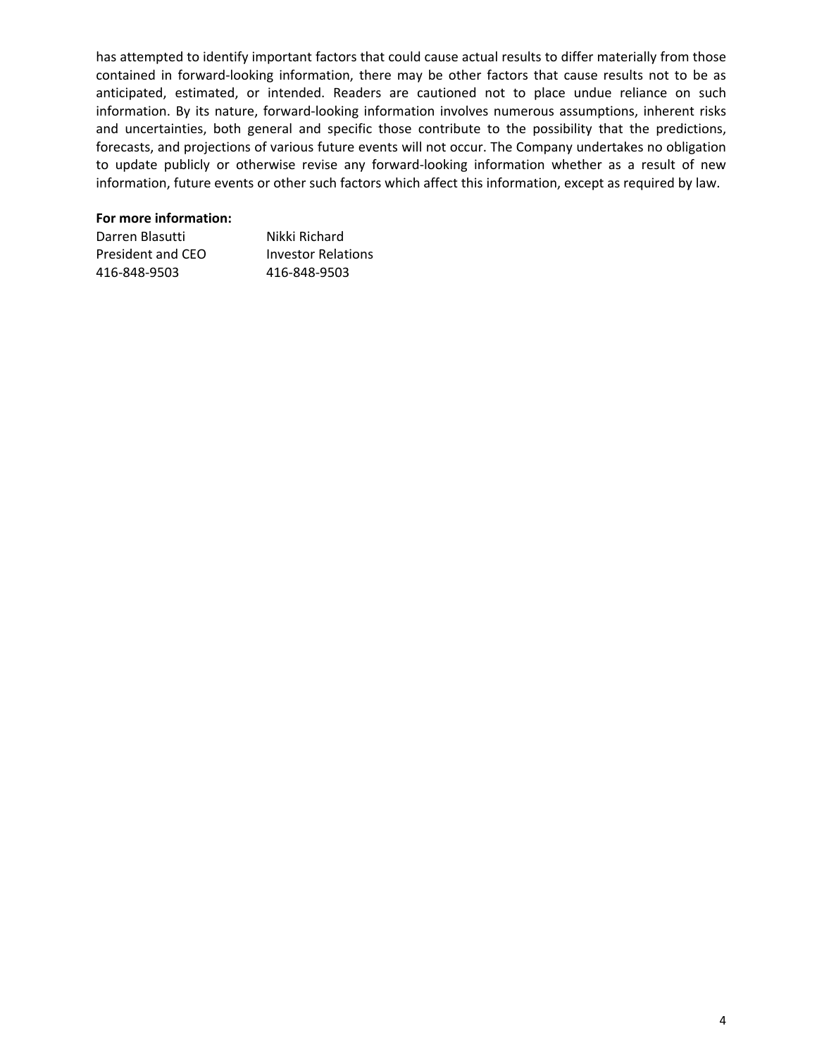has attempted to identify important factors that could cause actual results to differ materially from those contained in forward-looking information, there may be other factors that cause results not to be as anticipated, estimated, or intended. Readers are cautioned not to place undue reliance on such information. By its nature, forward-looking information involves numerous assumptions, inherent risks and uncertainties, both general and specific those contribute to the possibility that the predictions, forecasts, and projections of various future events will not occur. The Company undertakes no obligation to update publicly or otherwise revise any forward-looking information whether as a result of new information, future events or other such factors which affect this information, except as required by law.

**For more information:**

| | |
|---|---|
| Darren Blasutti | Nikki Richard |
| President and CEO | Investor Relations |
| 416-848-9503 | 416-848-9503 |